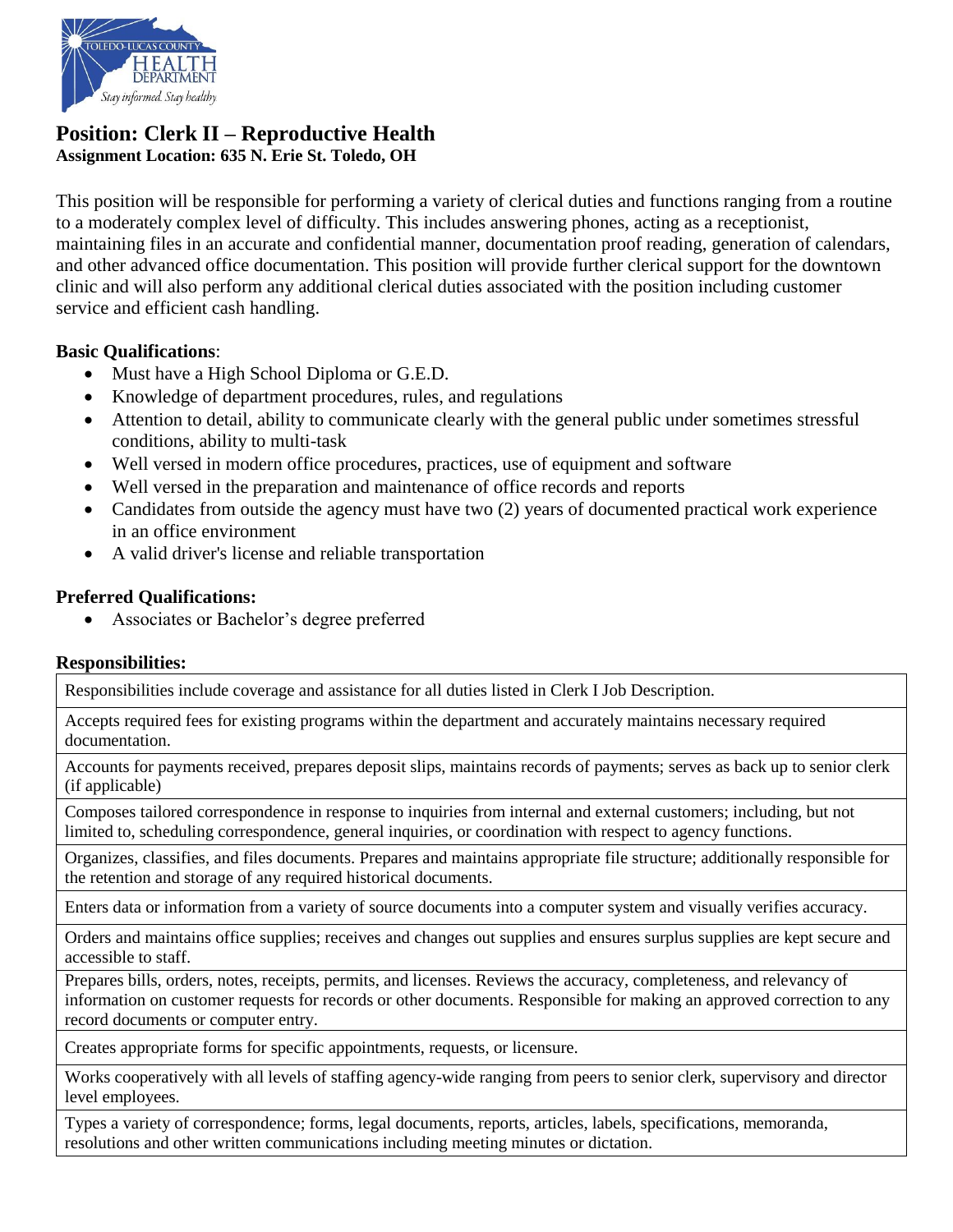# Position: Clerk II – Reproductive Health

**Assignment Location: 635 N. Erie St. Toledo, OH**

This position will be responsible for performing a variety of clerical duties and functions ranging from a routine to a moderately complex level of difficulty. This includes answering phones, acting as a receptionist, maintaining files in an accurate and confidential manner, documentation proof reading, generation of calendars, and other advanced office documentation. This position will provide further clerical support for the downtown clinic and will also perform any additional clerical duties associated with the position including customer service and efficient cash handling.

**Basic Qualifications**:

- Must have a High School Diploma or G.E.D.
- Knowledge of department procedures, rules, and regulations
- Attention to detail, ability to communicate clearly with the general public under sometimes stressful conditions, ability to multi-task
- Well versed in modern office procedures, practices, use of equipment and software
- Well versed in the preparation and maintenance of office records and reports
- Candidates from outside the agency must have two (2) years of documented practical work experience in an office environment
- A valid driver's license and reliable transportation

**Preferred Qualifications:**

- Associates or Bachelor's degree preferred

**Responsibilities:**

| |
|---|
| Responsibilities include coverage and assistance for all duties listed in Clerk I Job Description. |
| Accepts required fees for existing programs within the department and accurately maintains necessary required documentation. |
| Accounts for payments received, prepares deposit slips, maintains records of payments; serves as back up to senior clerk (if applicable) |
| Composes tailored correspondence in response to inquiries from internal and external customers; including, but not limited to, scheduling correspondence, general inquiries, or coordination with respect to agency functions. |
| Organizes, classifies, and files documents. Prepares and maintains appropriate file structure; additionally responsible for the retention and storage of any required historical documents. |
| Enters data or information from a variety of source documents into a computer system and visually verifies accuracy. |
| Orders and maintains office supplies; receives and changes out supplies and ensures surplus supplies are kept secure and accessible to staff. |
| Prepares bills, orders, notes, receipts, permits, and licenses. Reviews the accuracy, completeness, and relevancy of information on customer requests for records or other documents. Responsible for making an approved correction to any record documents or computer entry. |
| Creates appropriate forms for specific appointments, requests, or licensure. |
| Works cooperatively with all levels of staffing agency-wide ranging from peers to senior clerk, supervisory and director level employees. |
| Types a variety of correspondence; forms, legal documents, reports, articles, labels, specifications, memoranda, resolutions and other written communications including meeting minutes or dictation. |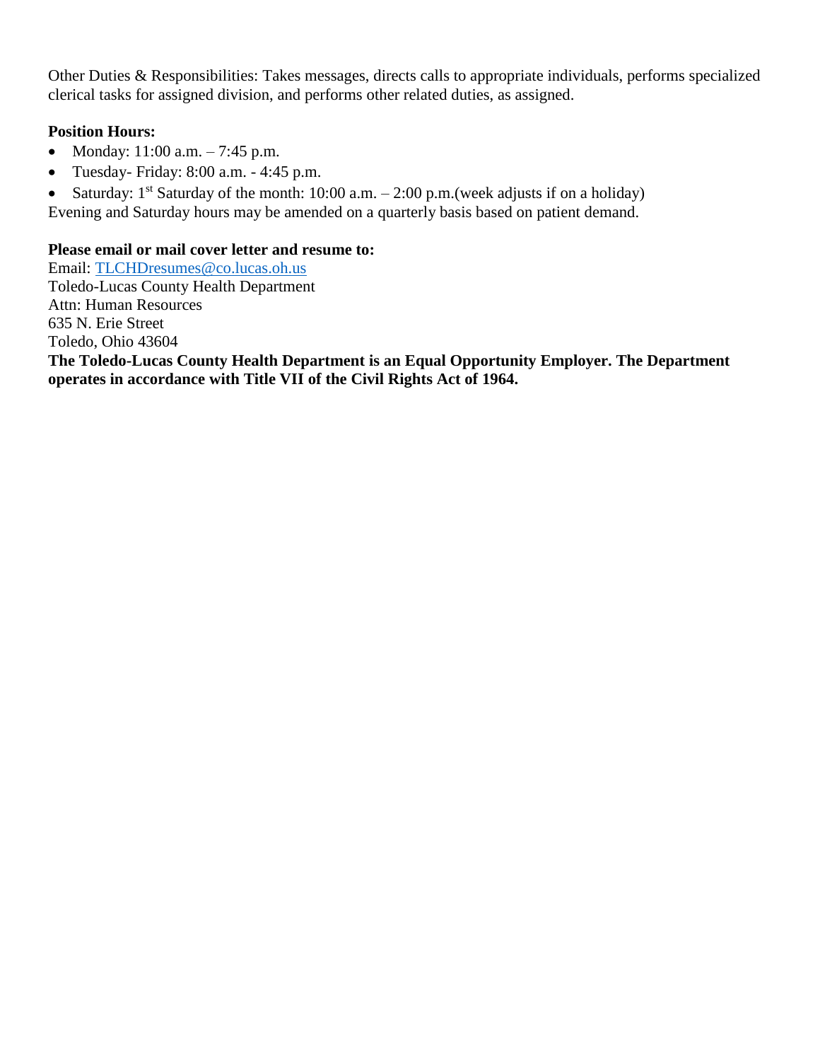Other Duties & Responsibilities: Takes messages, directs calls to appropriate individuals, performs specialized clerical tasks for assigned division, and performs other related duties, as assigned.

**Position Hours:**

- Monday: 11:00 a.m. – 7:45 p.m.
- Tuesday- Friday: 8:00 a.m. - 4:45 p.m.
- Saturday: 1st Saturday of the month: 10:00 a.m. – 2:00 p.m.(week adjusts if on a holiday)

Evening and Saturday hours may be amended on a quarterly basis based on patient demand.

**Please email or mail cover letter and resume to:**

Email: TLCHDresumes@co.lucas.oh.us
Toledo-Lucas County Health Department
Attn: Human Resources
635 N. Erie Street
Toledo, Ohio 43604

**The Toledo-Lucas County Health Department is an Equal Opportunity Employer. The Department operates in accordance with Title VII of the Civil Rights Act of 1964.**